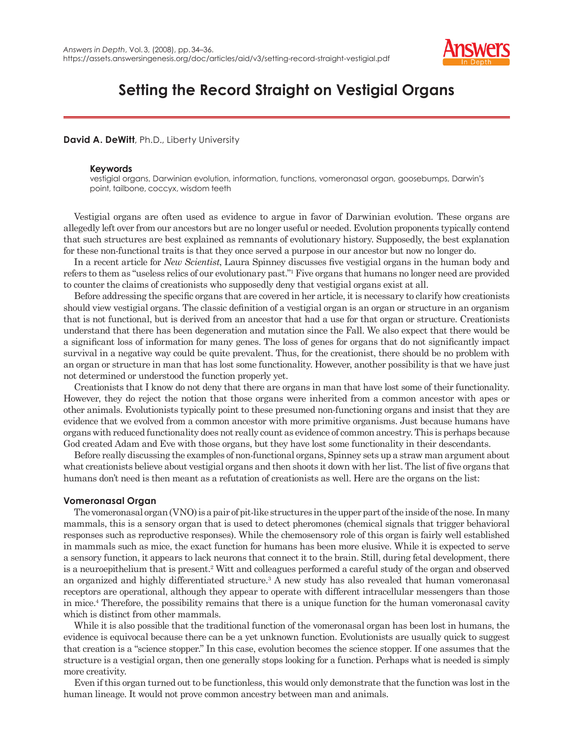# Setting the Record Straight on Vestigial Organs

**David A. DeWitt**, Ph.D., Liberty University

**Keywords**

vestigial organs, Darwinian evolution, information, functions, vomeronasal organ, goosebumps, Darwin's point, tailbone, coccyx, wisdom teeth

Vestigial organs are often used as evidence to argue in favor of Darwinian evolution. These organs are allegedly left over from our ancestors but are no longer useful or needed. Evolution proponents typically contend that such structures are best explained as remnants of evolutionary history. Supposedly, the best explanation for these non-functional traits is that they once served a purpose in our ancestor but now no longer do.

In a recent article for *New Scientist*, Laura Spinney discusses five vestigial organs in the human body and refers to them as "useless relics of our evolutionary past."[1] Five organs that humans no longer need are provided to counter the claims of creationists who supposedly deny that vestigial organs exist at all.

Before addressing the specific organs that are covered in her article, it is necessary to clarify how creationists should view vestigial organs. The classic definition of a vestigial organ is an organ or structure in an organism that is not functional, but is derived from an ancestor that had a use for that organ or structure. Creationists understand that there has been degeneration and mutation since the Fall. We also expect that there would be a significant loss of information for many genes. The loss of genes for organs that do not significantly impact survival in a negative way could be quite prevalent. Thus, for the creationist, there should be no problem with an organ or structure in man that has lost some functionality. However, another possibility is that we have just not determined or understood the function properly yet.

Creationists that I know do not deny that there are organs in man that have lost some of their functionality. However, they do reject the notion that those organs were inherited from a common ancestor with apes or other animals. Evolutionists typically point to these presumed non-functioning organs and insist that they are evidence that we evolved from a common ancestor with more primitive organisms. Just because humans have organs with reduced functionality does not really count as evidence of common ancestry. This is perhaps because God created Adam and Eve with those organs, but they have lost some functionality in their descendants.

Before really discussing the examples of non-functional organs, Spinney sets up a straw man argument about what creationists believe about vestigial organs and then shoots it down with her list. The list of five organs that humans don't need is then meant as a refutation of creationists as well. Here are the organs on the list:

## Vomeronasal Organ

The vomeronasal organ (VNO) is a pair of pit-like structures in the upper part of the inside of the nose. In many mammals, this is a sensory organ that is used to detect pheromones (chemical signals that trigger behavioral responses such as reproductive responses). While the chemosensory role of this organ is fairly well established in mammals such as mice, the exact function for humans has been more elusive. While it is expected to serve a sensory function, it appears to lack neurons that connect it to the brain. Still, during fetal development, there is a neuroepithelium that is present.[2] Witt and colleagues performed a careful study of the organ and observed an organized and highly differentiated structure.[3] A new study has also revealed that human vomeronasal receptors are operational, although they appear to operate with different intracellular messengers than those in mice.[4] Therefore, the possibility remains that there is a unique function for the human vomeronasal cavity which is distinct from other mammals.

While it is also possible that the traditional function of the vomeronasal organ has been lost in humans, the evidence is equivocal because there can be a yet unknown function. Evolutionists are usually quick to suggest that creation is a "science stopper." In this case, evolution becomes the science stopper. If one assumes that the structure is a vestigial organ, then one generally stops looking for a function. Perhaps what is needed is simply more creativity.

Even if this organ turned out to be functionless, this would only demonstrate that the function was lost in the human lineage. It would not prove common ancestry between man and animals.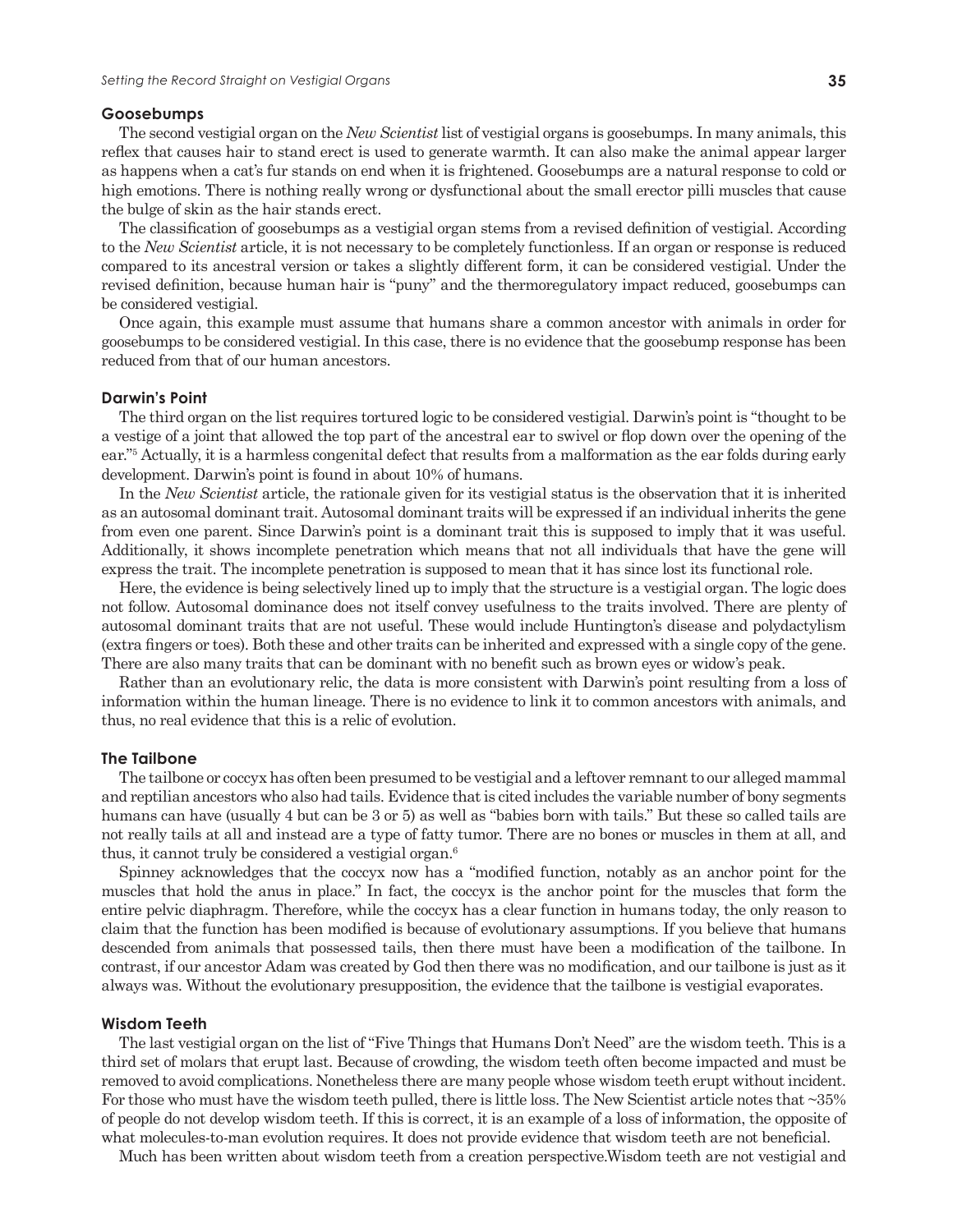### Goosebumps

The second vestigial organ on the *New Scientist* list of vestigial organs is goosebumps. In many animals, this reflex that causes hair to stand erect is used to generate warmth. It can also make the animal appear larger as happens when a cat's fur stands on end when it is frightened. Goosebumps are a natural response to cold or high emotions. There is nothing really wrong or dysfunctional about the small erector pilli muscles that cause the bulge of skin as the hair stands erect.

The classification of goosebumps as a vestigial organ stems from a revised definition of vestigial. According to the *New Scientist* article, it is not necessary to be completely functionless. If an organ or response is reduced compared to its ancestral version or takes a slightly different form, it can be considered vestigial. Under the revised definition, because human hair is "puny" and the thermoregulatory impact reduced, goosebumps can be considered vestigial.

Once again, this example must assume that humans share a common ancestor with animals in order for goosebumps to be considered vestigial. In this case, there is no evidence that the goosebump response has been reduced from that of our human ancestors.

### Darwin's Point

The third organ on the list requires tortured logic to be considered vestigial. Darwin's point is "thought to be a vestige of a joint that allowed the top part of the ancestral ear to swivel or flop down over the opening of the ear."[5] Actually, it is a harmless congenital defect that results from a malformation as the ear folds during early development. Darwin's point is found in about 10% of humans.

In the *New Scientist* article, the rationale given for its vestigial status is the observation that it is inherited as an autosomal dominant trait. Autosomal dominant traits will be expressed if an individual inherits the gene from even one parent. Since Darwin's point is a dominant trait this is supposed to imply that it was useful. Additionally, it shows incomplete penetration which means that not all individuals that have the gene will express the trait. The incomplete penetration is supposed to mean that it has since lost its functional role.

Here, the evidence is being selectively lined up to imply that the structure is a vestigial organ. The logic does not follow. Autosomal dominance does not itself convey usefulness to the traits involved. There are plenty of autosomal dominant traits that are not useful. These would include Huntington's disease and polydactylism (extra fingers or toes). Both these and other traits can be inherited and expressed with a single copy of the gene. There are also many traits that can be dominant with no benefit such as brown eyes or widow's peak.

Rather than an evolutionary relic, the data is more consistent with Darwin's point resulting from a loss of information within the human lineage. There is no evidence to link it to common ancestors with animals, and thus, no real evidence that this is a relic of evolution.

### The Tailbone

The tailbone or coccyx has often been presumed to be vestigial and a leftover remnant to our alleged mammal and reptilian ancestors who also had tails. Evidence that is cited includes the variable number of bony segments humans can have (usually 4 but can be 3 or 5) as well as "babies born with tails." But these so called tails are not really tails at all and instead are a type of fatty tumor. There are no bones or muscles in them at all, and thus, it cannot truly be considered a vestigial organ.[6]

Spinney acknowledges that the coccyx now has a "modified function, notably as an anchor point for the muscles that hold the anus in place." In fact, the coccyx is the anchor point for the muscles that form the entire pelvic diaphragm. Therefore, while the coccyx has a clear function in humans today, the only reason to claim that the function has been modified is because of evolutionary assumptions. If you believe that humans descended from animals that possessed tails, then there must have been a modification of the tailbone. In contrast, if our ancestor Adam was created by God then there was no modification, and our tailbone is just as it always was. Without the evolutionary presupposition, the evidence that the tailbone is vestigial evaporates.

### Wisdom Teeth

The last vestigial organ on the list of "Five Things that Humans Don't Need" are the wisdom teeth. This is a third set of molars that erupt last. Because of crowding, the wisdom teeth often become impacted and must be removed to avoid complications. Nonetheless there are many people whose wisdom teeth erupt without incident. For those who must have the wisdom teeth pulled, there is little loss. The New Scientist article notes that ~35% of people do not develop wisdom teeth. If this is correct, it is an example of a loss of information, the opposite of what molecules-to-man evolution requires. It does not provide evidence that wisdom teeth are not beneficial.

Much has been written about wisdom teeth from a creation perspective.Wisdom teeth are not vestigial and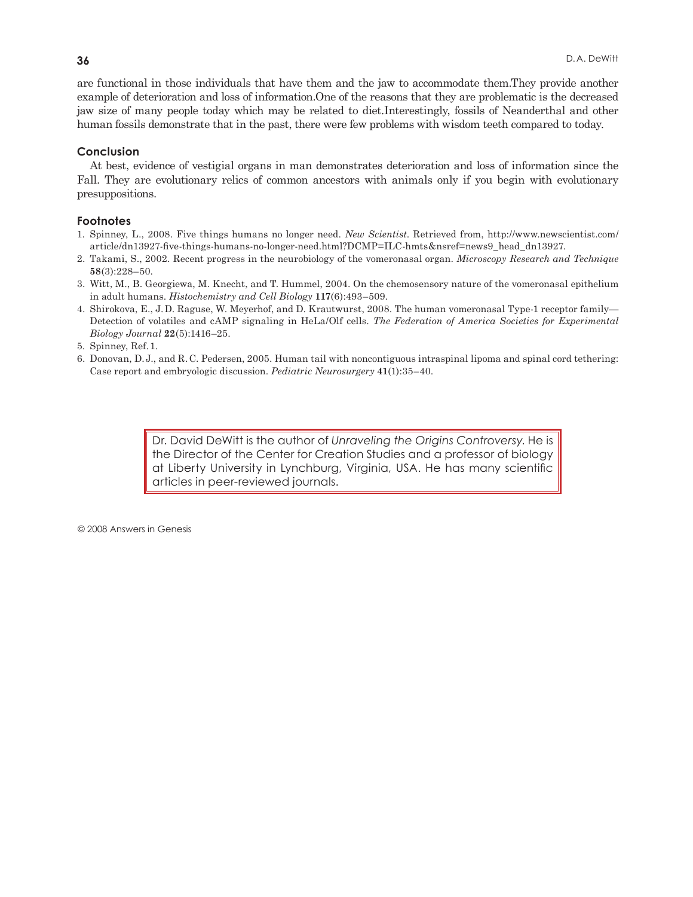are functional in those individuals that have them and the jaw to accommodate them.They provide another example of deterioration and loss of information.One of the reasons that they are problematic is the decreased jaw size of many people today which may be related to diet.Interestingly, fossils of Neanderthal and other human fossils demonstrate that in the past, there were few problems with wisdom teeth compared to today.

## Conclusion

At best, evidence of vestigial organs in man demonstrates deterioration and loss of information since the Fall. They are evolutionary relics of common ancestors with animals only if you begin with evolutionary presuppositions.

## Footnotes

1. Spinney, L., 2008. Five things humans no longer need. *New Scientist*. Retrieved from, http://www.newscientist.com/article/dn13927-five-things-humans-no-longer-need.html?DCMP=ILC-hmts&nsref=news9_head_dn13927.
2. Takami, S., 2002. Recent progress in the neurobiology of the vomeronasal organ. *Microscopy Research and Technique* **58**(3):228–50.
3. Witt, M., B. Georgiewa, M. Knecht, and T. Hummel, 2004. On the chemosensory nature of the vomeronasal epithelium in adult humans. *Histochemistry and Cell Biology* **117**(6):493–509.
4. Shirokova, E., J.D. Raguse, W. Meyerhof, and D. Krautwurst, 2008. The human vomeronasal Type-1 receptor family—Detection of volatiles and cAMP signaling in HeLa/Olf cells. *The Federation of America Societies for Experimental Biology Journal* **22**(5):1416–25.
5. Spinney, Ref. 1.
6. Donovan, D.J., and R.C. Pedersen, 2005. Human tail with noncontiguous intraspinal lipoma and spinal cord tethering: Case report and embryologic discussion. *Pediatric Neurosurgery* **41**(1):35–40.

Dr. David DeWitt is the author of *Unraveling the Origins Controversy*. He is the Director of the Center for Creation Studies and a professor of biology at Liberty University in Lynchburg, Virginia, USA. He has many scientific articles in peer-reviewed journals.

© 2008 Answers in Genesis